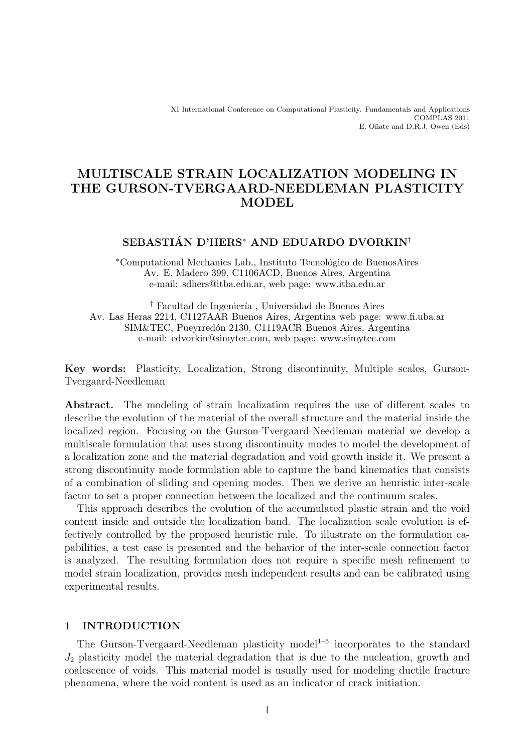XI International Conference on Computational Plasticity. Fundamentals and Applications
COMPLAS 2011
E. Oñate and D.R.J. Owen (Eds)

# MULTISCALE STRAIN LOCALIZATION MODELING IN THE GURSON-TVERGAARD-NEEDLEMAN PLASTICITY MODEL

**SEBASTIÁN D'HERS[*] AND EDUARDO DVORKIN[†]**

[*]Computational Mechanics Lab., Instituto Tecnológico de BuenosAires
Av. E. Madero 399, C1106ACD, Buenos Aires, Argentina
e-mail: sdhers@itba.edu.ar, web page: www.itba.edu.ar

[†] Facultad de Ingeniería , Universidad de Buenos Aires
Av. Las Heras 2214, C1127AAR Buenos Aires, Argentina web page: www.fi.uba.ar
SIM&TEC, Pueyrredón 2130, C1119ACR Buenos Aires, Argentina
e-mail: edvorkin@simytec.com, web page: www.simytec.com

**Key words:** Plasticity, Localization, Strong discontinuity, Multiple scales, Gurson-Tvergaard-Needleman

**Abstract.** The modeling of strain localization requires the use of different scales to describe the evolution of the material of the overall structure and the material inside the localized region. Focusing on the Gurson-Tvergaard-Needleman material we develop a multiscale formulation that uses strong discontinuity modes to model the development of a localization zone and the material degradation and void growth inside it. We present a strong discontinuity mode formulation able to capture the band kinematics that consists of a combination of sliding and opening modes. Then we derive an heuristic inter-scale factor to set a proper connection between the localized and the continuum scales.

This approach describes the evolution of the accumulated plastic strain and the void content inside and outside the localization band. The localization scale evolution is effectively controlled by the proposed heuristic rule. To illustrate on the formulation capabilities, a test case is presented and the behavior of the inter-scale connection factor is analyzed. The resulting formulation does not require a specific mesh refinement to model strain localization, provides mesh independent results and can be calibrated using experimental results.

## 1 INTRODUCTION

The Gurson-Tvergaard-Needleman plasticity model[1–5] incorporates to the standard $J_2$ plasticity model the material degradation that is due to the nucleation, growth and coalescence of voids. This material model is usually used for modeling ductile fracture phenomena, where the void content is used as an indicator of crack initiation.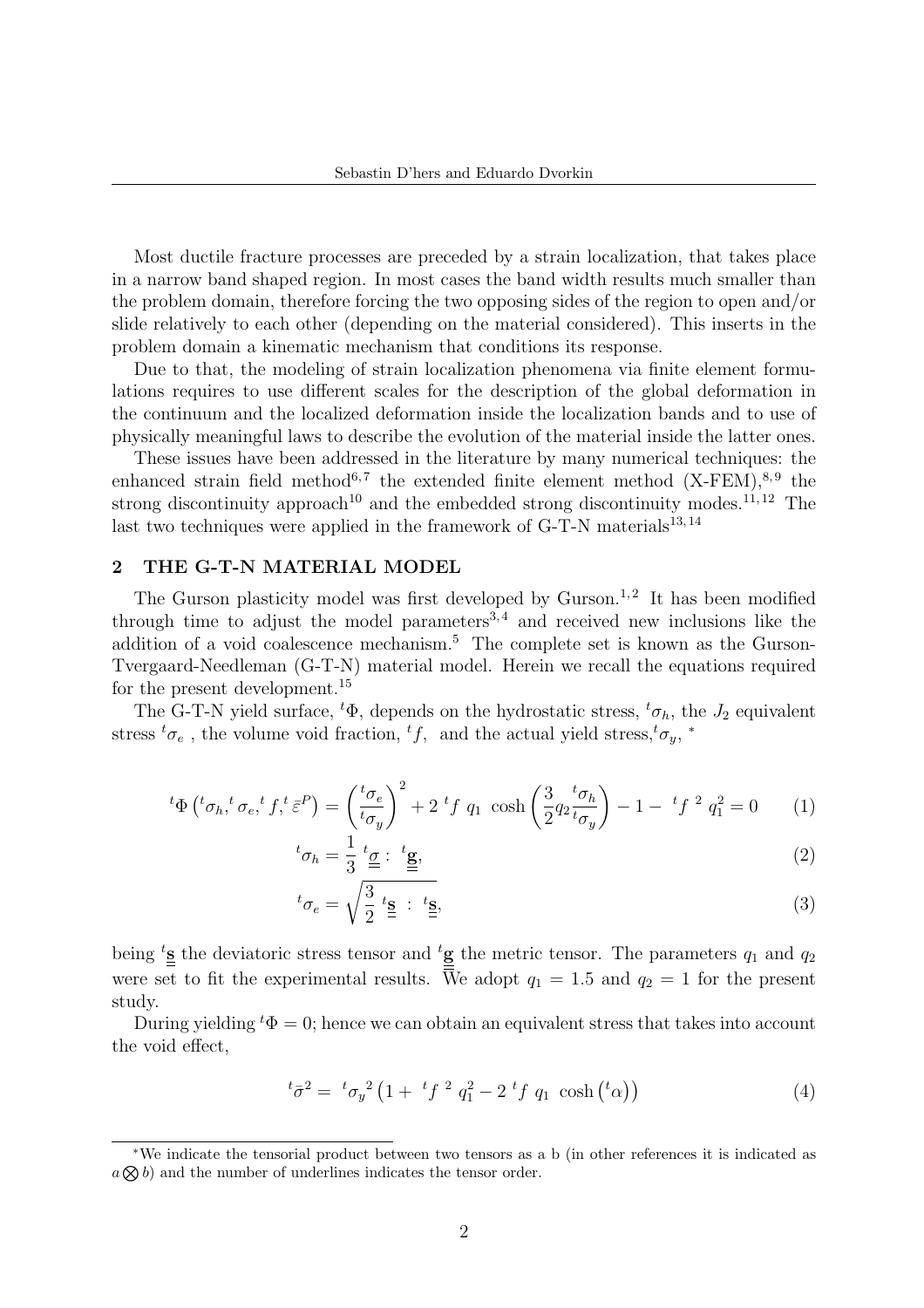Most ductile fracture processes are preceded by a strain localization, that takes place in a narrow band shaped region. In most cases the band width results much smaller than the problem domain, therefore forcing the two opposing sides of the region to open and/or slide relatively to each other (depending on the material considered). This inserts in the problem domain a kinematic mechanism that conditions its response.

Due to that, the modeling of strain localization phenomena via finite element formulations requires to use different scales for the description of the global deformation in the continuum and the localized deformation inside the localization bands and to use of physically meaningful laws to describe the evolution of the material inside the latter ones.

These issues have been addressed in the literature by many numerical techniques: the enhanced strain field method[6,7] the extended finite element method (X-FEM),[8,9] the strong discontinuity approach[10] and the embedded strong discontinuity modes.[11,12] The last two techniques were applied in the framework of G-T-N materials[13,14]

## 2 THE G-T-N MATERIAL MODEL

The Gurson plasticity model was first developed by Gurson.[1,2] It has been modified through time to adjust the model parameters[3,4] and received new inclusions like the addition of a void coalescence mechanism.[5] The complete set is known as the Gurson-Tvergaard-Needleman (G-T-N) material model. Herein we recall the equations required for the present development.[15]

The G-T-N yield surface, ${}^{t}\Phi$, depends on the hydrostatic stress, ${}^{t}\sigma_h$, the $J_2$ equivalent stress ${}^{t}\sigma_e$ , the volume void fraction, ${}^{t}f$, and the actual yield stress,${}^{t}\sigma_y$, [*]

$$ {}^{t}\Phi\left({}^{t}\sigma_h, {}^{t}\sigma_e, {}^{t}f, {}^{t}\bar{\varepsilon}^P\right) = \left(\frac{{}^{t}\sigma_e}{{}^{t}\sigma_y}\right)^2 + 2\ {}^{t}f\ q_1\ \cosh\left(\frac{3}{2} q_2 \frac{{}^{t}\sigma_h}{{}^{t}\sigma_y}\right) - 1 -\ {}^{t}f^{\ 2}\ q_1^2 = 0 \tag{1} $$

$$ {}^{t}\sigma_h = \frac{1}{3}\ {}^{t}\underline{\underline{\sigma}} :\ {}^{t}\underline{\underline{\mathbf{g}}}, \tag{2} $$

$$ {}^{t}\sigma_e = \sqrt{\frac{3}{2}\ {}^{t}\underline{\underline{\mathbf{s}}}\ :\ {}^{t}\underline{\underline{\mathbf{s}}}}, \tag{3} $$

being ${}^{t}\underline{\underline{\mathbf{s}}}$ the deviatoric stress tensor and ${}^{t}\underline{\underline{\mathbf{g}}}$ the metric tensor. The parameters $q_1$ and $q_2$ were set to fit the experimental results. We adopt $q_1 = 1.5$ and $q_2 = 1$ for the present study.

During yielding ${}^{t}\Phi = 0$; hence we can obtain an equivalent stress that takes into account the void effect,

$$ {}^{t}\bar{\sigma}^2 =\ {}^{t}\sigma_y^{\ 2}\left(1 +\ {}^{t}f^{\ 2}\ q_1^2 - 2\ {}^{t}f\ q_1\ \cosh\left({}^{t}\alpha\right)\right) \tag{4} $$

[*] We indicate the tensorial product between two tensors as a b (in other references it is indicated as $a \bigotimes b$) and the number of underlines indicates the tensor order.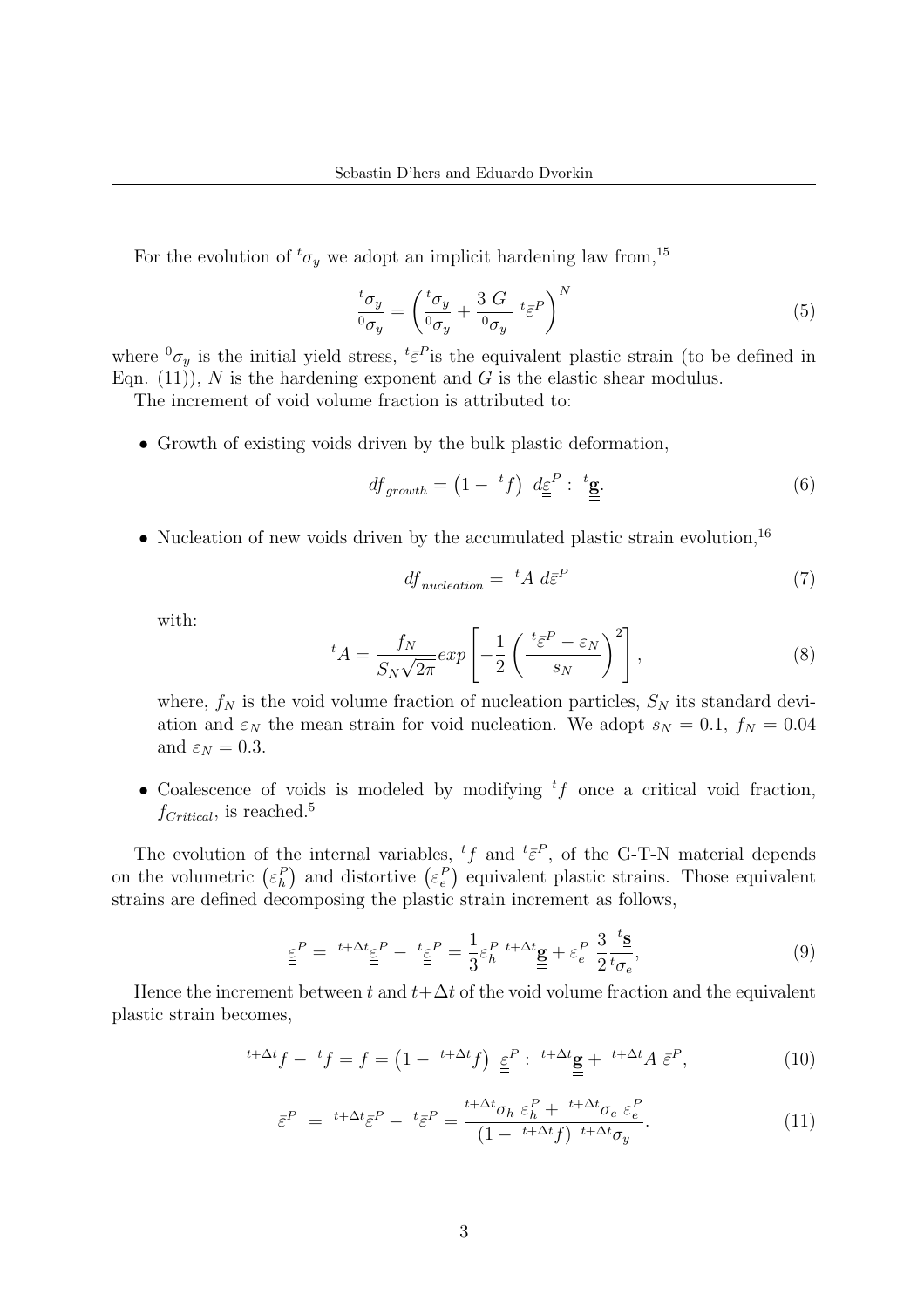For the evolution of ${}^t\sigma_y$ we adopt an implicit hardening law from,[15]

$$\frac{{}^t\sigma_y}{{}^0\sigma_y} = \left( \frac{{}^t\sigma_y}{{}^0\sigma_y} + \frac{3\ G}{{}^0\sigma_y}\ {}^t\bar{\varepsilon}^P \right)^N \tag{5}$$

where ${}^0\sigma_y$ is the initial yield stress, ${}^t\bar{\varepsilon}^P$is the equivalent plastic strain (to be defined in Eqn. (11)), $N$ is the hardening exponent and $G$ is the elastic shear modulus.

The increment of void volume fraction is attributed to:

- Growth of existing voids driven by the bulk plastic deformation,

$$df_{growth} = \left(1 - {}^tf\right)\ d\underline{\underline{\varepsilon}}^P :\ {}^t\underline{\underline{\mathbf{g}}}. \tag{6}$$

- Nucleation of new voids driven by the accumulated plastic strain evolution,[16]

$$df_{nucleation} = {}^tA\ d\bar{\varepsilon}^P \tag{7}$$

with:

$${}^tA = \frac{f_N}{S_N\sqrt{2\pi}} exp\left[ -\frac{1}{2}\left( \frac{{}^t\bar{\varepsilon}^P - \varepsilon_N}{s_N} \right)^2 \right], \tag{8}$$

where, $f_N$ is the void volume fraction of nucleation particles, $S_N$ its standard deviation and $\varepsilon_N$ the mean strain for void nucleation. We adopt $s_N = 0.1$, $f_N = 0.04$ and $\varepsilon_N = 0.3$.

- Coalescence of voids is modeled by modifying ${}^tf$ once a critical void fraction, $f_{Critical}$, is reached.[5]

The evolution of the internal variables, ${}^tf$ and ${}^t\bar{\varepsilon}^P$, of the G-T-N material depends on the volumetric $\left(\varepsilon_h^P\right)$ and distortive $\left(\varepsilon_e^P\right)$ equivalent plastic strains. Those equivalent strains are defined decomposing the plastic strain increment as follows,

$$\underline{\underline{\varepsilon}}^P = {}^{t+\Delta t}\underline{\underline{\varepsilon}}^P - {}^t\underline{\underline{\varepsilon}}^P = \frac{1}{3}\varepsilon_h^P\ {}^{t+\Delta t}\underline{\underline{\mathbf{g}}} + \varepsilon_e^P\ \frac{3}{2}\frac{{}^t\underline{\underline{\mathbf{s}}}}{{}^t\sigma_e}, \tag{9}$$

Hence the increment between $t$ and $t+\Delta t$ of the void volume fraction and the equivalent plastic strain becomes,

$${}^{t+\Delta t}f - {}^tf = f = \left(1 - {}^{t+\Delta t}f\right)\ \underline{\underline{\varepsilon}}^P :\ {}^{t+\Delta t}\underline{\underline{\mathbf{g}}} + {}^{t+\Delta t}A\ \bar{\varepsilon}^P, \tag{10}$$

$$\bar{\varepsilon}^P\ = {}^{t+\Delta t}\bar{\varepsilon}^P - {}^t\bar{\varepsilon}^P = \frac{{}^{t+\Delta t}\sigma_h\ \varepsilon_h^P + {}^{t+\Delta t}\sigma_e\ \varepsilon_e^P}{\left(1 - {}^{t+\Delta t}f\right)\ {}^{t+\Delta t}\sigma_y}. \tag{11}$$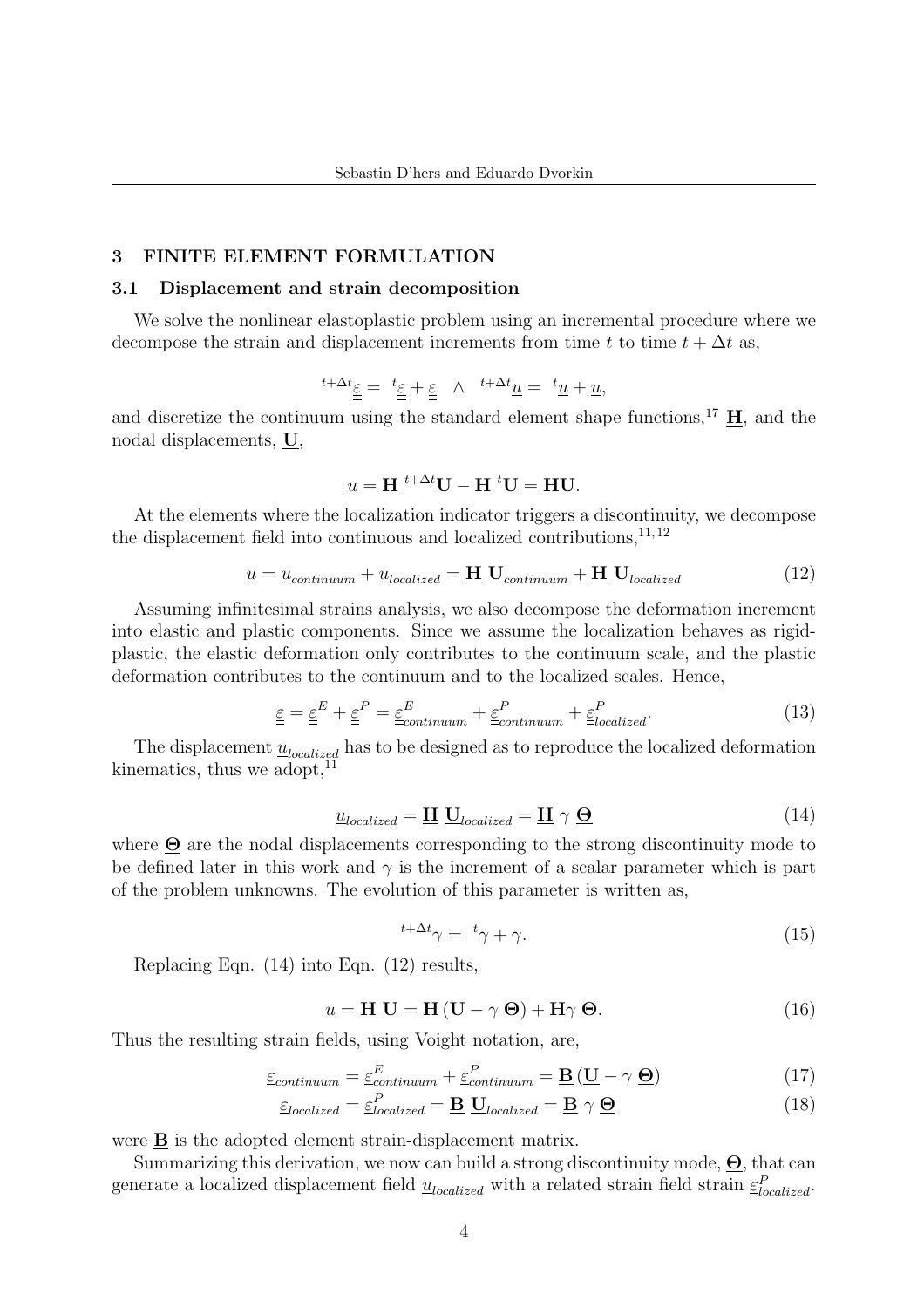## 3 FINITE ELEMENT FORMULATION

### 3.1 Displacement and strain decomposition

We solve the nonlinear elastoplastic problem using an incremental procedure where we decompose the strain and displacement increments from time $t$ to time $t + \Delta t$ as,

$$^{t+\Delta t}\underline{\underline{\varepsilon}} = \ ^{t}\underline{\underline{\varepsilon}} + \underline{\underline{\varepsilon}} \quad \wedge \quad ^{t+\Delta t}\underline{u} = \ ^{t}\underline{u} + \underline{u},$$

and discretize the continuum using the standard element shape functions,[17] $\underline{\mathbf{H}}$, and the nodal displacements, $\underline{\mathbf{U}}$,

$$\underline{u} = \underline{\mathbf{H}} \ ^{t+\Delta t}\underline{\mathbf{U}} - \underline{\mathbf{H}} \ ^{t}\underline{\mathbf{U}} = \underline{\mathbf{H}}\underline{\mathbf{U}}.$$

At the elements where the localization indicator triggers a discontinuity, we decompose the displacement field into continuous and localized contributions,[11,12]

$$\underline{u} = \underline{u}_{continuum} + \underline{u}_{localized} = \underline{\mathbf{H}} \ \underline{\mathbf{U}}_{continuum} + \underline{\mathbf{H}} \ \underline{\mathbf{U}}_{localized} \tag{12}$$

Assuming infinitesimal strains analysis, we also decompose the deformation increment into elastic and plastic components. Since we assume the localization behaves as rigid-plastic, the elastic deformation only contributes to the continuum scale, and the plastic deformation contributes to the continuum and to the localized scales. Hence,

$$\underline{\underline{\varepsilon}} = \underline{\underline{\varepsilon}}^{E} + \underline{\underline{\varepsilon}}^{P} = \underline{\underline{\varepsilon}}^{E}_{continuum} + \underline{\underline{\varepsilon}}^{P}_{continuum} + \underline{\underline{\varepsilon}}^{P}_{localized}. \tag{13}$$

The displacement $\underline{u}_{localized}$ has to be designed as to reproduce the localized deformation kinematics, thus we adopt,[11]

$$\underline{u}_{localized} = \underline{\mathbf{H}} \ \underline{\mathbf{U}}_{localized} = \underline{\mathbf{H}} \ \gamma \ \underline{\mathbf{\Theta}} \tag{14}$$

where $\underline{\mathbf{\Theta}}$ are the nodal displacements corresponding to the strong discontinuity mode to be defined later in this work and $\gamma$ is the increment of a scalar parameter which is part of the problem unknowns. The evolution of this parameter is written as,

$$^{t+\Delta t}\gamma = \ ^{t}\gamma + \gamma. \tag{15}$$

Replacing Eqn. (14) into Eqn. (12) results,

$$\underline{u} = \underline{\mathbf{H}} \ \underline{\mathbf{U}} = \underline{\mathbf{H}} \left( \underline{\mathbf{U}} - \gamma \ \underline{\mathbf{\Theta}} \right) + \underline{\mathbf{H}} \gamma \ \underline{\mathbf{\Theta}}. \tag{16}$$

Thus the resulting strain fields, using Voight notation, are,

$$\underline{\varepsilon}_{continuum} = \underline{\varepsilon}^{E}_{continuum} + \underline{\varepsilon}^{P}_{continuum} = \underline{\mathbf{B}} \left( \underline{\mathbf{U}} - \gamma \ \underline{\mathbf{\Theta}} \right) \tag{17}$$

$$\underline{\varepsilon}_{localized} = \underline{\varepsilon}^{P}_{localized} = \underline{\mathbf{B}} \ \underline{\mathbf{U}}_{localized} = \underline{\mathbf{B}} \ \gamma \ \underline{\mathbf{\Theta}} \tag{18}$$

were $\underline{\mathbf{B}}$ is the adopted element strain-displacement matrix.

Summarizing this derivation, we now can build a strong discontinuity mode, $\underline{\mathbf{\Theta}}$, that can generate a localized displacement field $\underline{u}_{localized}$ with a related strain field strain $\underline{\varepsilon}^{P}_{localized}$.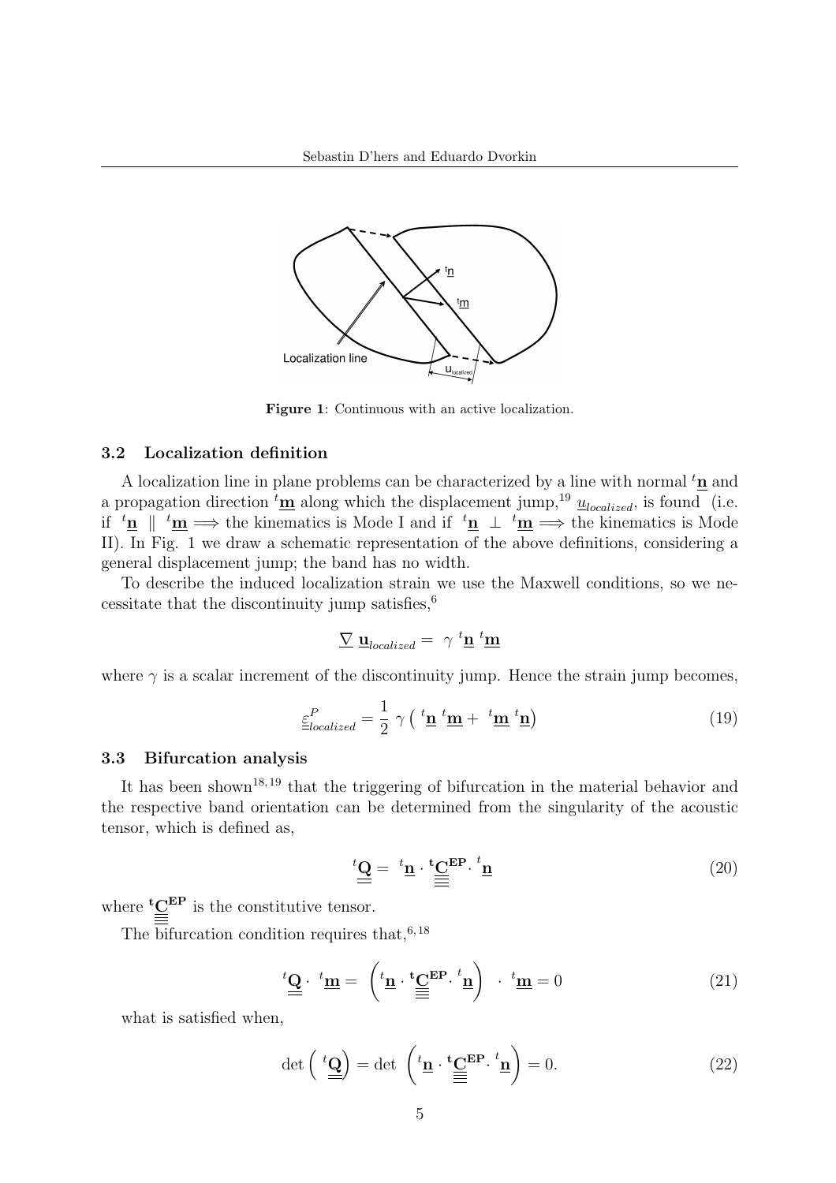Figure 1: Continuous with an active localization.

### 3.2 Localization definition

A localization line in plane problems can be characterized by a line with normal ${}^{t}\underline{\mathbf{n}}$ and a propagation direction ${}^{t}\underline{\mathbf{m}}$ along which the displacement jump,[19] $\underline{u}_{localized}$, is found (i.e. if ${}^{t}\underline{\mathbf{n}} \parallel {}^{t}\underline{\mathbf{m}} \Longrightarrow$ the kinematics is Mode I and if ${}^{t}\underline{\mathbf{n}} \perp {}^{t}\underline{\mathbf{m}} \Longrightarrow$ the kinematics is Mode II). In Fig. 1 we draw a schematic representation of the above definitions, considering a general displacement jump; the band has no width.

To describe the induced localization strain we use the Maxwell conditions, so we necessitate that the discontinuity jump satisfies,[6]

$$\underline{\nabla}\ \underline{\mathbf{u}}_{localized} = \gamma\ {}^{t}\underline{\mathbf{n}}\ {}^{t}\underline{\mathbf{m}}$$

where $\gamma$ is a scalar increment of the discontinuity jump. Hence the strain jump becomes,

$$\underline{\underline{\varepsilon}}^{P}_{localized} = \frac{1}{2}\ \gamma\left(\ {}^{t}\underline{\mathbf{n}}\ {}^{t}\underline{\mathbf{m}} + \ {}^{t}\underline{\mathbf{m}}\ {}^{t}\underline{\mathbf{n}}\right) \tag{19}$$

### 3.3 Bifurcation analysis

It has been shown[18,19] that the triggering of bifurcation in the material behavior and the respective band orientation can be determined from the singularity of the acoustic tensor, which is defined as,

$$ {}^{t}\underline{\underline{\mathbf{Q}}} = \ {}^{t}\underline{\mathbf{n}} \cdot {}^{\mathbf{t}}\underline{\underline{\underline{\underline{\mathbf{C}}}}}^{\mathbf{EP}} \cdot {}^{t}\underline{\mathbf{n}} \tag{20}$$

where ${}^{\mathbf{t}}\underline{\underline{\underline{\underline{\mathbf{C}}}}}^{\mathbf{EP}}$ is the constitutive tensor.

The bifurcation condition requires that,[6,18]

$$ {}^{t}\underline{\underline{\mathbf{Q}}} \cdot \ {}^{t}\underline{\mathbf{m}} = \left( {}^{t}\underline{\mathbf{n}} \cdot {}^{\mathbf{t}}\underline{\underline{\underline{\underline{\mathbf{C}}}}}^{\mathbf{EP}} \cdot {}^{t}\underline{\mathbf{n}} \right) \ \cdot \ {}^{t}\underline{\mathbf{m}} = 0 \tag{21}$$

what is satisfied when,

$$\det\left(\ {}^{t}\underline{\underline{\mathbf{Q}}}\right) = \det\ \left( {}^{t}\underline{\mathbf{n}} \cdot {}^{\mathbf{t}}\underline{\underline{\underline{\underline{\mathbf{C}}}}}^{\mathbf{EP}} \cdot {}^{t}\underline{\mathbf{n}} \right) = 0. \tag{22}$$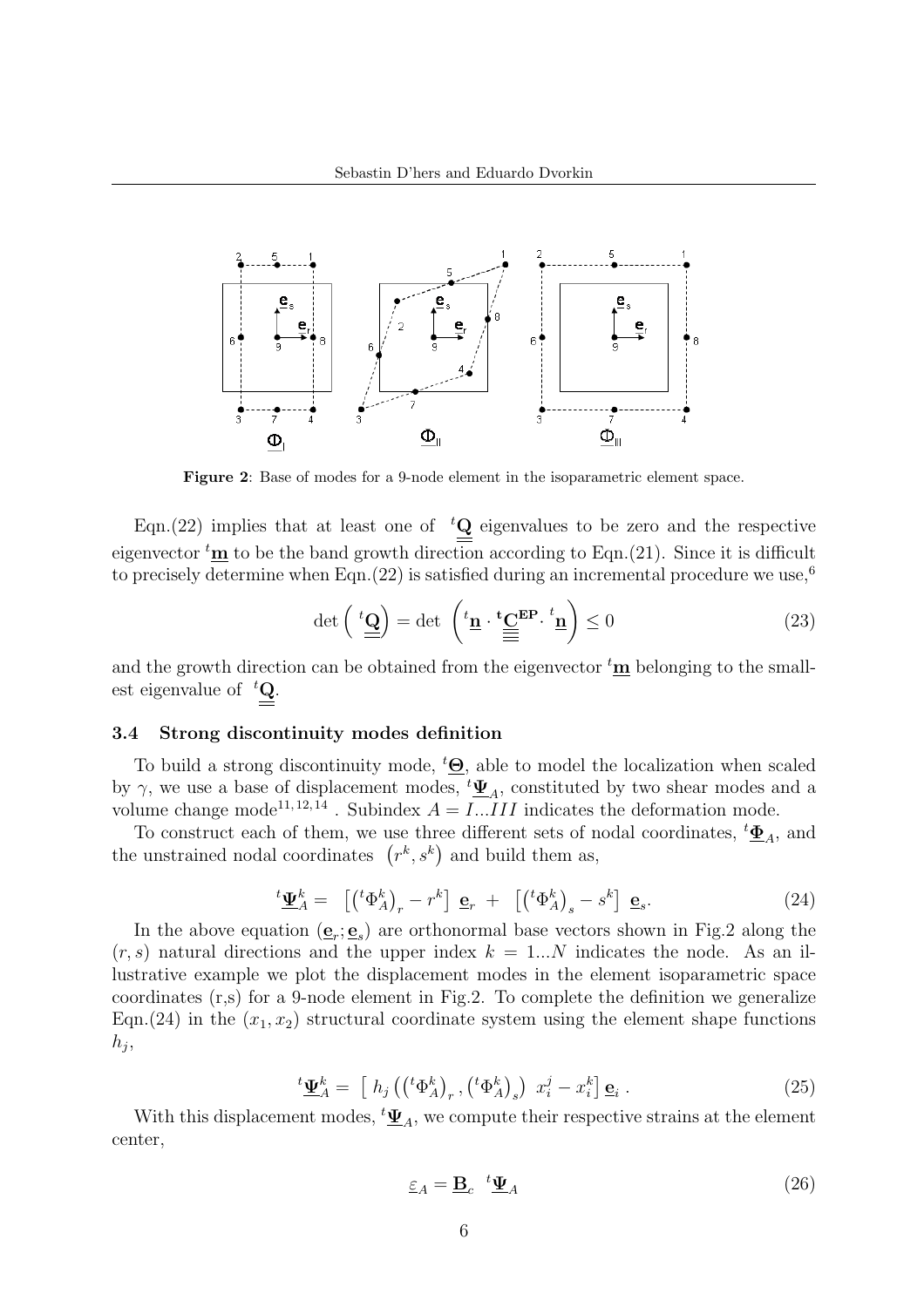Figure 2: Base of modes for a 9-node element in the isoparametric element space.

Eqn.(22) implies that at least one of ${}^t\underline{\underline{\mathbf{Q}}}$ eigenvalues to be zero and the respective eigenvector ${}^t\underline{\mathbf{m}}$ to be the band growth direction according to Eqn.(21). Since it is difficult to precisely determine when Eqn.(22) is satisfied during an incremental procedure we use,[6]

$$\det\left({}^t\underline{\underline{\mathbf{Q}}}\right) = \det\left({}^t\underline{\mathbf{n}} \cdot {}^t\underline{\underline{\underline{\underline{\mathbf{C}}}}}^{\mathbf{EP}} \cdot {}^t\underline{\mathbf{n}}\right) \leq 0 \tag{23}$$

and the growth direction can be obtained from the eigenvector ${}^t\underline{\mathbf{m}}$ belonging to the smallest eigenvalue of ${}^t\underline{\underline{\mathbf{Q}}}$.

### 3.4 Strong discontinuity modes definition

To build a strong discontinuity mode, ${}^t\underline{\mathbf{\Theta}}$, able to model the localization when scaled by $\gamma$, we use a base of displacement modes, ${}^t\underline{\mathbf{\Psi}}_A$, constituted by two shear modes and a volume change mode[11,12,14] . Subindex $A = I...III$ indicates the deformation mode.

To construct each of them, we use three different sets of nodal coordinates, ${}^t\underline{\mathbf{\Phi}}_A$, and the unstrained nodal coordinates $\left(r^k, s^k\right)$ and build them as,

$${}^t\underline{\mathbf{\Psi}}_A^k = \left[\left({}^t\Phi_A^k\right)_r - r^k\right] \underline{\mathbf{e}}_r + \left[\left({}^t\Phi_A^k\right)_s - s^k\right] \underline{\mathbf{e}}_s. \tag{24}$$

In the above equation $(\underline{\mathbf{e}}_r; \underline{\mathbf{e}}_s)$ are orthonormal base vectors shown in Fig.2 along the $(r, s)$ natural directions and the upper index $k = 1...N$ indicates the node. As an illustrative example we plot the displacement modes in the element isoparametric space coordinates (r,s) for a 9-node element in Fig.2. To complete the definition we generalize Eqn.(24) in the $(x_1, x_2)$ structural coordinate system using the element shape functions $h_j$,

$${}^t\underline{\mathbf{\Psi}}_A^k = \left[\, h_j\left(\left({}^t\Phi_A^k\right)_r, \left({}^t\Phi_A^k\right)_s\right)\, x_i^j - x_i^k\right] \underline{\mathbf{e}}_i \,. \tag{25}$$

With this displacement modes, ${}^t\underline{\mathbf{\Psi}}_A$, we compute their respective strains at the element center,

$$\underline{\varepsilon}_A = \underline{\mathbf{B}}_c \;\; {}^t\underline{\mathbf{\Psi}}_A \tag{26}$$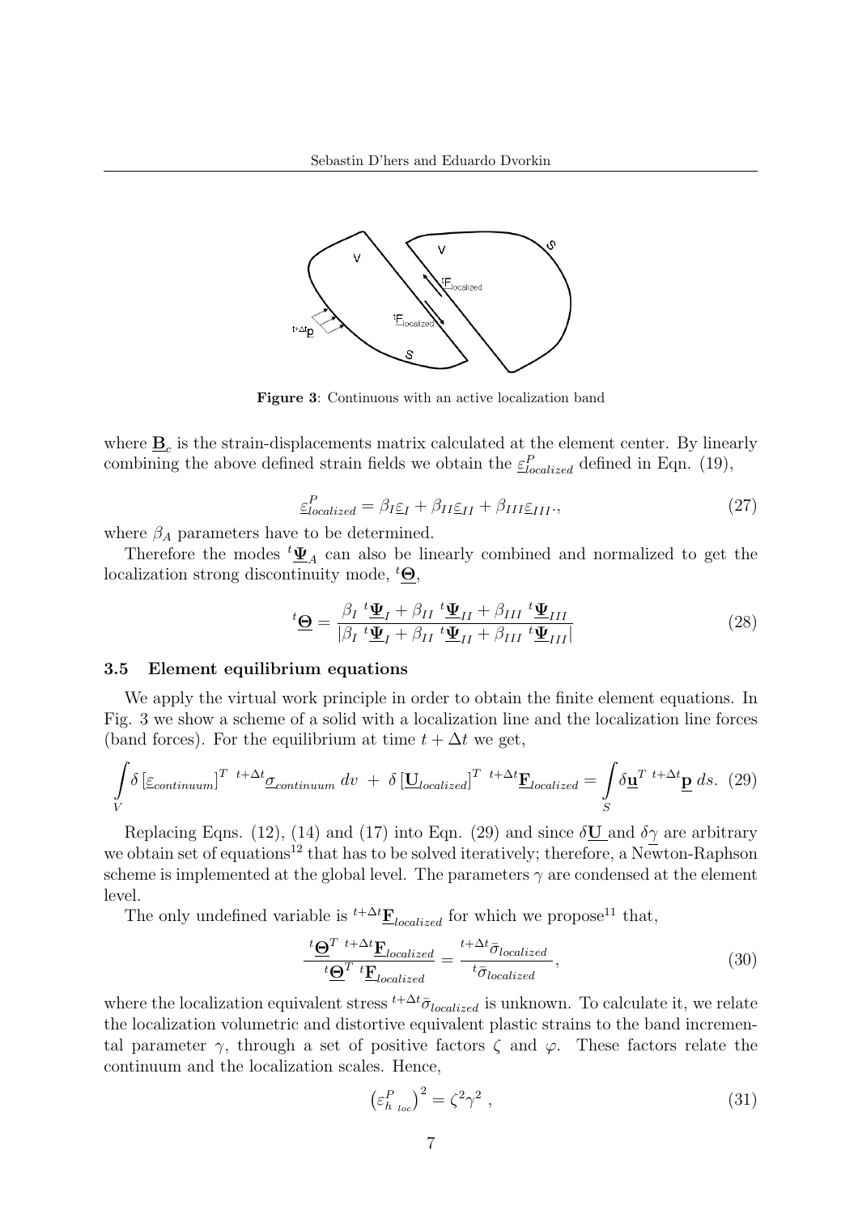**Figure 3**: Continuous with an active localization band

where $\underline{\mathbf{B}}_c$ is the strain-displacements matrix calculated at the element center. By linearly combining the above defined strain fields we obtain the $\underline{\varepsilon}^P_{localized}$ defined in Eqn. (19),

$$\underline{\varepsilon}^P_{localized} = \beta_I \underline{\varepsilon}_I + \beta_{II} \underline{\varepsilon}_{II} + \beta_{III} \underline{\varepsilon}_{III}., \tag{27}$$

where $\beta_A$ parameters have to be determined.

Therefore the modes ${}^t\underline{\mathbf{\Psi}}_A$ can also be linearly combined and normalized to get the localization strong discontinuity mode, ${}^t\underline{\mathbf{\Theta}}$,

$$^t\underline{\mathbf{\Theta}} = \frac{\beta_I \; {}^t\underline{\mathbf{\Psi}}_I + \beta_{II} \; {}^t\underline{\mathbf{\Psi}}_{II} + \beta_{III} \; {}^t\underline{\mathbf{\Psi}}_{III}}{|\beta_I \; {}^t\underline{\mathbf{\Psi}}_I + \beta_{II} \; {}^t\underline{\mathbf{\Psi}}_{II} + \beta_{III} \; {}^t\underline{\mathbf{\Psi}}_{III}|} \tag{28}$$

### 3.5 Element equilibrium equations

We apply the virtual work principle in order to obtain the finite element equations. In Fig. 3 we show a scheme of a solid with a localization line and the localization line forces (band forces). For the equilibrium at time $t + \Delta t$ we get,

$$\int_V \delta \left[\underline{\varepsilon}_{continuum}\right]^T \; {}^{t+\Delta t}\underline{\sigma}_{continuum} \; dv \; + \; \delta \left[\underline{\mathbf{U}}_{localized}\right]^T \; {}^{t+\Delta t}\underline{\mathbf{F}}_{localized} = \int_S \delta \underline{\mathbf{u}}^T \; {}^{t+\Delta t}\underline{\mathbf{p}} \; ds. \tag{29}$$

Replacing Eqns. (12), (14) and (17) into Eqn. (29) and since $\delta\underline{\mathbf{U}}$ and $\delta\underline{\gamma}$ are arbitrary we obtain set of equations[12] that has to be solved iteratively; therefore, a Newton-Raphson scheme is implemented at the global level. The parameters $\gamma$ are condensed at the element level.

The only undefined variable is ${}^{t+\Delta t}\underline{\mathbf{F}}_{localized}$ for which we propose[11] that,

$$\frac{{}^t\underline{\mathbf{\Theta}}^T \; {}^{t+\Delta t}\underline{\mathbf{F}}_{localized}}{{}^t\underline{\mathbf{\Theta}}^T \; {}^t\underline{\mathbf{F}}_{localized}} = \frac{{}^{t+\Delta t}\bar{\sigma}_{localized}}{{}^t\bar{\sigma}_{localized}}, \tag{30}$$

where the localization equivalent stress ${}^{t+\Delta t}\bar{\sigma}_{localized}$ is unknown. To calculate it, we relate the localization volumetric and distortive equivalent plastic strains to the band incremental parameter $\gamma$, through a set of positive factors $\zeta$ and $\varphi$. These factors relate the continuum and the localization scales. Hence,

$$\left(\varepsilon^P_{h\ loc}\right)^2 = \zeta^2 \gamma^2 \; , \tag{31}$$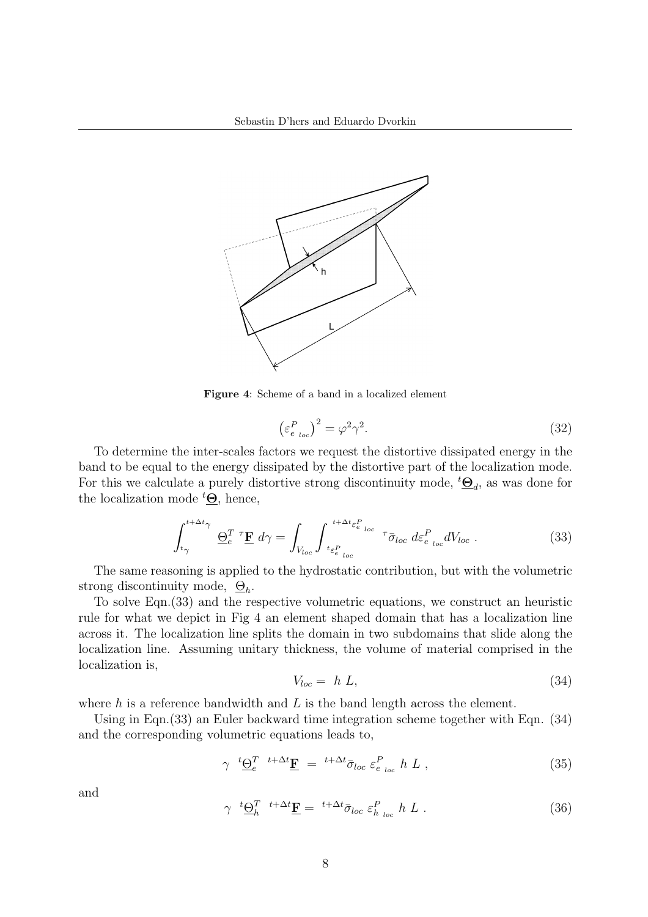**Figure 4**: Scheme of a band in a localized element

$$\left(\varepsilon^P_{e\ loc}\right)^2 = \varphi^2 \gamma^2. \tag{32}$$

To determine the inter-scales factors we request the distortive dissipated energy in the band to be equal to the energy dissipated by the distortive part of the localization mode. For this we calculate a purely distortive strong discontinuity mode, ${}^t\underline{\mathbf{\Theta}}_d$, as was done for the localization mode ${}^t\underline{\mathbf{\Theta}}$, hence,

$$\int_{{}^t\gamma}^{{}^{t+\Delta t}\gamma} \underline{\Theta}_e^T \ {}^\tau\underline{\mathbf{F}}\ d\gamma = \int_{V_{loc}} \int_{{}^t\varepsilon^P_{e\ loc}}^{{}^{t+\Delta t}\varepsilon^P_{e\ loc}} {}^\tau\bar{\sigma}_{loc}\ d\varepsilon^P_{e\ loc} dV_{loc}\ . \tag{33}$$

The same reasoning is applied to the hydrostatic contribution, but with the volumetric strong discontinuity mode, $\underline{\Theta}_h$.

To solve Eqn.(33) and the respective volumetric equations, we construct an heuristic rule for what we depict in Fig 4 an element shaped domain that has a localization line across it. The localization line splits the domain in two subdomains that slide along the localization line. Assuming unitary thickness, the volume of material comprised in the localization is,

$$V_{loc} = \ h\ L, \tag{34}$$

where $h$ is a reference bandwidth and $L$ is the band length across the element.

Using in Eqn.(33) an Euler backward time integration scheme together with Eqn. (34) and the corresponding volumetric equations leads to,

$$\gamma\ \ {}^t\underline{\Theta}_e^T\ \ {}^{t+\Delta t}\underline{\mathbf{F}}\ =\ {}^{t+\Delta t}\bar{\sigma}_{loc}\ \varepsilon^P_{e\ loc}\ h\ L\ , \tag{35}$$

and

$$\gamma\ \ {}^t\underline{\Theta}_h^T\ \ {}^{t+\Delta t}\underline{\mathbf{F}} =\ {}^{t+\Delta t}\bar{\sigma}_{loc}\ \varepsilon^P_{h\ loc}\ h\ L\ . \tag{36}$$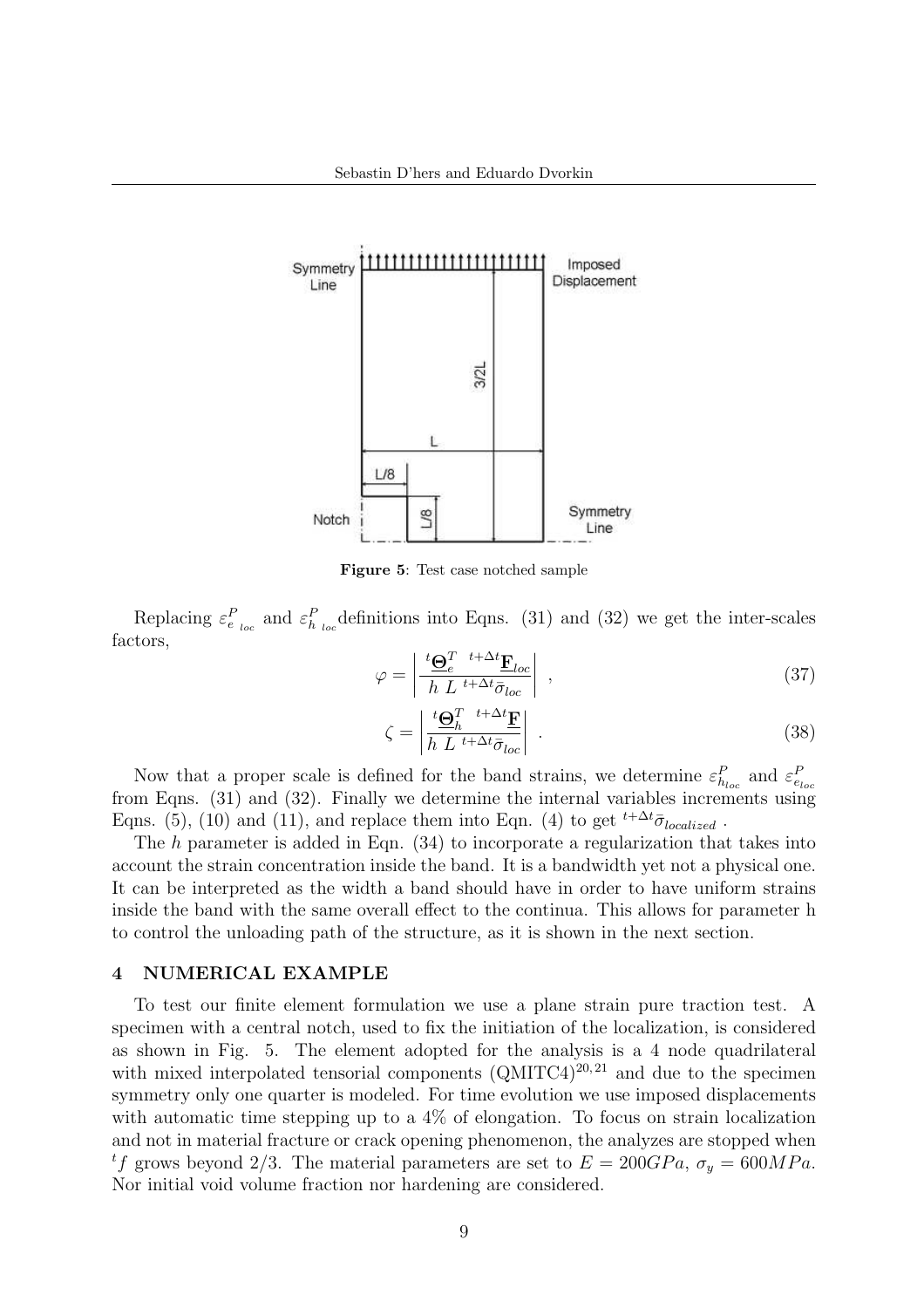Figure 5: Test case notched sample

Replacing $\varepsilon^P_{e_{\ loc}}$ and $\varepsilon^P_{h_{\ loc}}$ definitions into Eqns. (31) and (32) we get the inter-scales factors,

$$\varphi = \left| \frac{{}^{t}\mathbf{\Theta}_e^T \ {}^{t+\Delta t}\underline{\mathbf{F}}_{loc}}{h \ L \ {}^{t+\Delta t}\bar{\sigma}_{loc}} \right| \ , \tag{37}$$

$$\zeta = \left| \frac{{}^{t}\mathbf{\Theta}_h^T \ {}^{t+\Delta t}\underline{\mathbf{F}}}{h \ L \ {}^{t+\Delta t}\bar{\sigma}_{loc}} \right| \ . \tag{38}$$

Now that a proper scale is defined for the band strains, we determine $\varepsilon^P_{h_{loc}}$ and $\varepsilon^P_{e_{loc}}$ from Eqns. (31) and (32). Finally we determine the internal variables increments using Eqns. (5), (10) and (11), and replace them into Eqn. (4) to get ${}^{t+\Delta t}\bar{\sigma}_{localized}$ .

The $h$ parameter is added in Eqn. (34) to incorporate a regularization that takes into account the strain concentration inside the band. It is a bandwidth yet not a physical one. It can be interpreted as the width a band should have in order to have uniform strains inside the band with the same overall effect to the continua. This allows for parameter h to control the unloading path of the structure, as it is shown in the next section.

## 4 NUMERICAL EXAMPLE

To test our finite element formulation we use a plane strain pure traction test. A specimen with a central notch, used to fix the initiation of the localization, is considered as shown in Fig. 5. The element adopted for the analysis is a 4 node quadrilateral with mixed interpolated tensorial components (QMITC4)[20,21] and due to the specimen symmetry only one quarter is modeled. For time evolution we use imposed displacements with automatic time stepping up to a 4% of elongation. To focus on strain localization and not in material fracture or crack opening phenomenon, the analyzes are stopped when ${}^{t}f$ grows beyond 2/3. The material parameters are set to $E = 200GPa$, $\sigma_y = 600MPa$. Nor initial void volume fraction nor hardening are considered.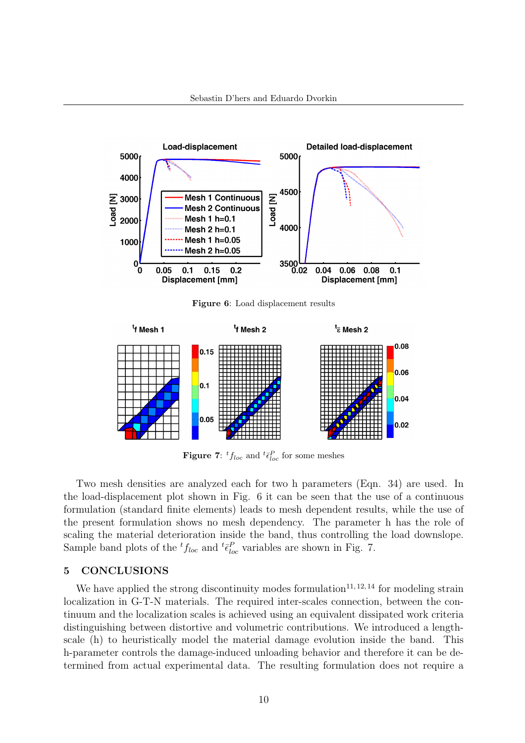**Figure 6**: Load displacement results

**Figure 7**: ${}^t f_{loc}$ and ${}^t\bar{\epsilon}^P_{loc}$ for some meshes

Two mesh densities are analyzed each for two h parameters (Eqn. 34) are used. In the load-displacement plot shown in Fig. 6 it can be seen that the use of a continuous formulation (standard finite elements) leads to mesh dependent results, while the use of the present formulation shows no mesh dependency. The parameter h has the role of scaling the material deterioration inside the band, thus controlling the load downslope. Sample band plots of the ${}^t f_{loc}$ and ${}^t\bar{\epsilon}^P_{loc}$ variables are shown in Fig. 7.

## 5 CONCLUSIONS

We have applied the strong discontinuity modes formulation[11,12,14] for modeling strain localization in G-T-N materials. The required inter-scales connection, between the continuum and the localization scales is achieved using an equivalent dissipated work criteria distinguishing between distortive and volumetric contributions. We introduced a length-scale (h) to heuristically model the material damage evolution inside the band. This h-parameter controls the damage-induced unloading behavior and therefore it can be determined from actual experimental data. The resulting formulation does not require a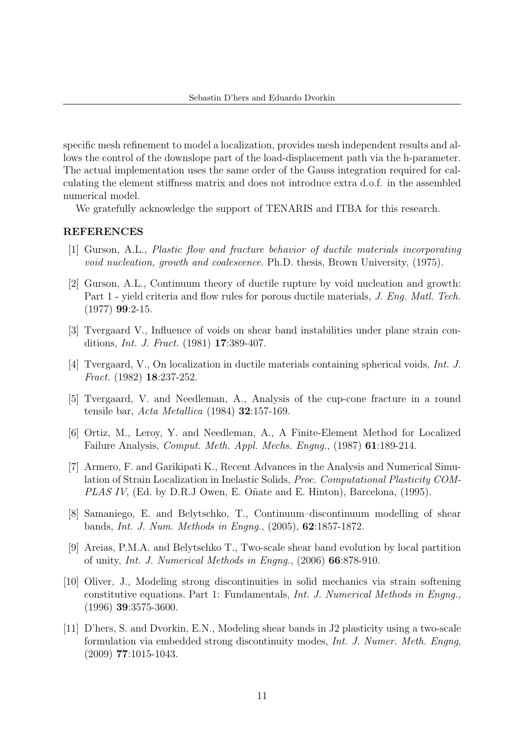specific mesh refinement to model a localization, provides mesh independent results and allows the control of the downslope part of the load-displacement path via the h-parameter. The actual implementation uses the same order of the Gauss integration required for calculating the element stiffness matrix and does not introduce extra d.o.f. in the assembled numerical model.

We gratefully acknowledge the support of TENARIS and ITBA for this research.

## REFERENCES

[1] Gurson, A.L., *Plastic flow and fracture behavior of ductile materials incorporating void nucleation, growth and coalescence*. Ph.D. thesis, Brown University, (1975).

[2] Gurson, A.L., Continuum theory of ductile rupture by void nucleation and growth: Part 1 - yield criteria and flow rules for porous ductile materials, *J. Eng. Matl. Tech.* (1977) **99**:2-15.

[3] Tvergaard V., Influence of voids on shear band instabilities under plane strain conditions, *Int. J. Fract.* (1981) **17**:389-407.

[4] Tvergaard, V., On localization in ductile materials containing spherical voids, *Int. J. Fract.* (1982) **18**:237-252.

[5] Tvergaard, V. and Needleman, A., Analysis of the cup-cone fracture in a round tensile bar, *Acta Metallica* (1984) **32**:157-169.

[6] Ortiz, M., Leroy, Y. and Needleman, A., A Finite-Element Method for Localized Failure Analysis, *Comput. Meth. Appl. Mechs. Engng.*, (1987) **61**:189-214.

[7] Armero, F. and Garikipati K., Recent Advances in the Analysis and Numerical Simulation of Strain Localization in Inelastic Solids, *Proc. Computational Plasticity COMPLAS IV*, (Ed. by D.R.J Owen, E. Oñate and E. Hinton), Barcelona, (1995).

[8] Samaniego, E. and Belytschko, T., Continuum–discontinuum modelling of shear bands, *Int. J. Num. Methods in Engng.*, (2005), **62**:1857-1872.

[9] Areias, P.M.A. and Belytschko T., Two-scale shear band evolution by local partition of unity, *Int. J. Numerical Methods in Engng.*, (2006) **66**:878-910.

[10] Oliver, J., Modeling strong discontinuities in solid mechanics via strain softening constitutive equations. Part 1: Fundamentals, *Int. J. Numerical Methods in Engng.*, (1996) **39**:3575-3600.

[11] D'hers, S. and Dvorkin, E.N., Modeling shear bands in J2 plasticity using a two-scale formulation via embedded strong discontinuity modes, *Int. J. Numer. Meth. Engng*, (2009) **77**:1015-1043.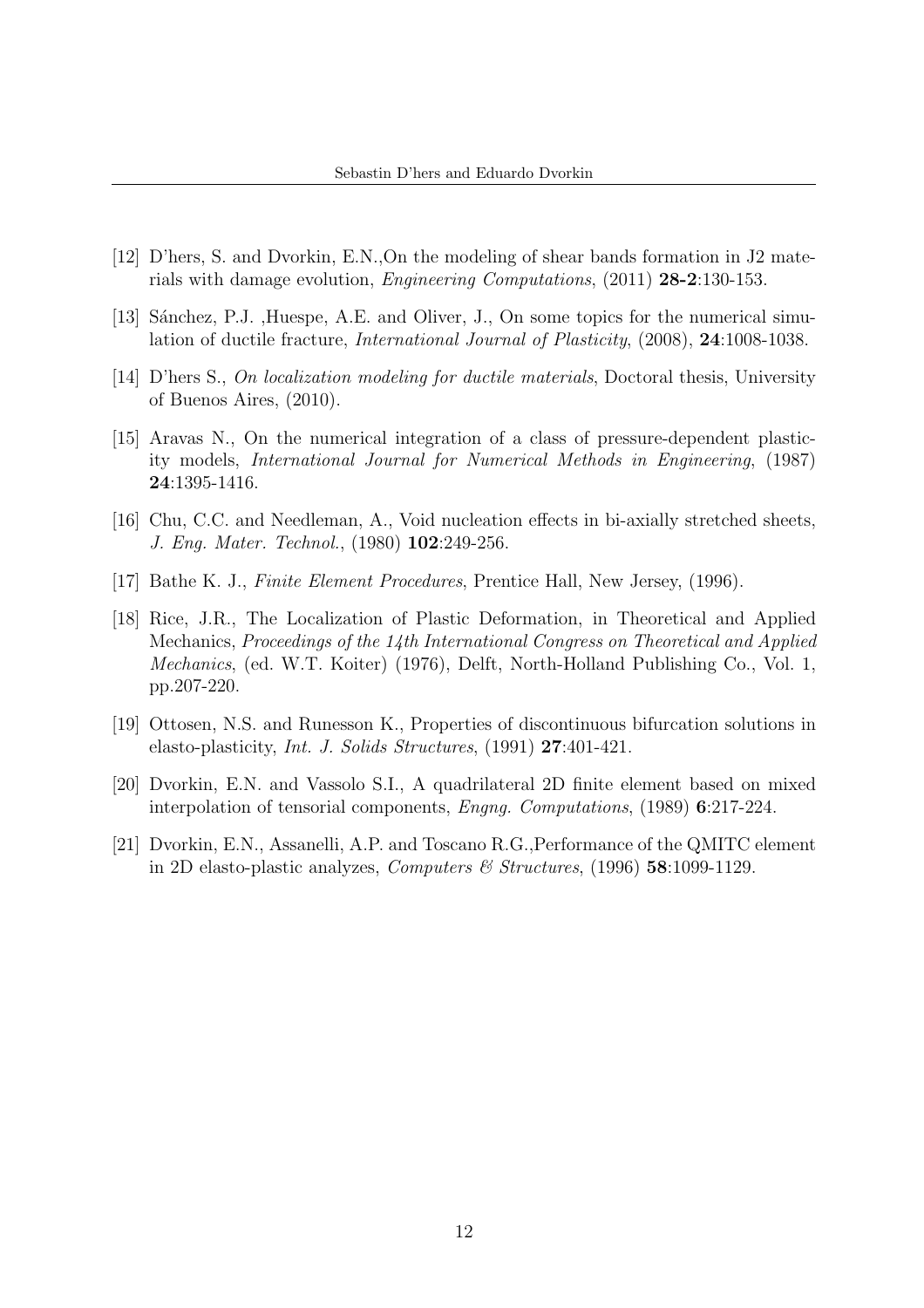[12] D'hers, S. and Dvorkin, E.N.,On the modeling of shear bands formation in J2 materials with damage evolution, *Engineering Computations*, (2011) **28-2**:130-153.

[13] Sánchez, P.J. ,Huespe, A.E. and Oliver, J., On some topics for the numerical simulation of ductile fracture, *International Journal of Plasticity*, (2008), **24**:1008-1038.

[14] D'hers S., *On localization modeling for ductile materials*, Doctoral thesis, University of Buenos Aires, (2010).

[15] Aravas N., On the numerical integration of a class of pressure-dependent plasticity models, *International Journal for Numerical Methods in Engineering*, (1987) **24**:1395-1416.

[16] Chu, C.C. and Needleman, A., Void nucleation effects in bi-axially stretched sheets, *J. Eng. Mater. Technol.*, (1980) **102**:249-256.

[17] Bathe K. J., *Finite Element Procedures*, Prentice Hall, New Jersey, (1996).

[18] Rice, J.R., The Localization of Plastic Deformation, in Theoretical and Applied Mechanics, *Proceedings of the 14th International Congress on Theoretical and Applied Mechanics*, (ed. W.T. Koiter) (1976), Delft, North-Holland Publishing Co., Vol. 1, pp.207-220.

[19] Ottosen, N.S. and Runesson K., Properties of discontinuous bifurcation solutions in elasto-plasticity, *Int. J. Solids Structures*, (1991) **27**:401-421.

[20] Dvorkin, E.N. and Vassolo S.I., A quadrilateral 2D finite element based on mixed interpolation of tensorial components, *Engng. Computations*, (1989) **6**:217-224.

[21] Dvorkin, E.N., Assanelli, A.P. and Toscano R.G.,Performance of the QMITC element in 2D elasto-plastic analyzes, *Computers & Structures*, (1996) **58**:1099-1129.